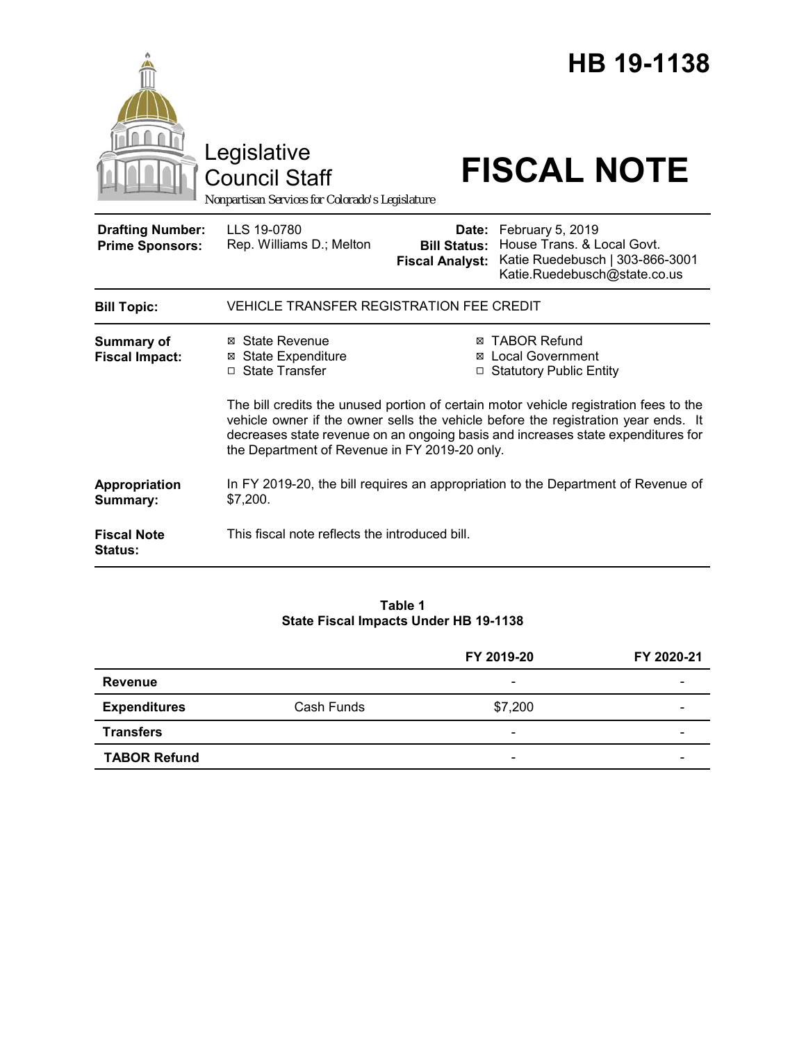# HB 19-1138

Legislative Council Staff

*Nonpartisan Services for Colorado's Legislature*

# FISCAL NOTE

| | | | |
|---|---|---|---|
| **Drafting Number:** | LLS 19-0780 | **Date:** | February 5, 2019 |
| **Prime Sponsors:** | Rep. Williams D.; Melton | **Bill Status:** | House Trans. & Local Govt. |
| | | **Fiscal Analyst:** | Katie Ruedebusch \| 303-866-3001 Katie.Ruedebusch@state.co.us |

| | |
|---|---|
| **Bill Topic:** | VEHICLE TRANSFER REGISTRATION FEE CREDIT |
| **Summary of Fiscal Impact:** | ☒ State Revenue ☒ State Expenditure ☐ State Transfer ☒ TABOR Refund ☒ Local Government ☐ Statutory Public Entity<br><br>The bill credits the unused portion of certain motor vehicle registration fees to the vehicle owner if the owner sells the vehicle before the registration year ends. It decreases state revenue on an ongoing basis and increases state expenditures for the Department of Revenue in FY 2019-20 only. |
| **Appropriation Summary:** | In FY 2019-20, the bill requires an appropriation to the Department of Revenue of $7,200. |
| **Fiscal Note Status:** | This fiscal note reflects the introduced bill. |

**Table 1**
**State Fiscal Impacts Under HB 19-1138**

| | | FY 2019-20 | FY 2020-21 |
|---|---|---|---|
| **Revenue** | | - | - |
| **Expenditures** | Cash Funds | $7,200 | - |
| **Transfers** | | - | - |
| **TABOR Refund** | | - | - |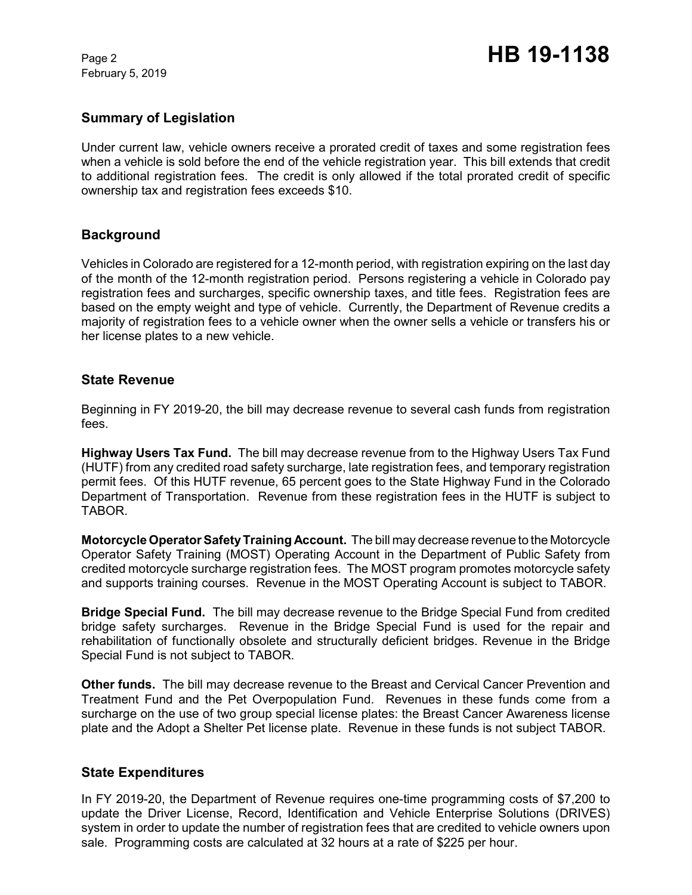## Summary of Legislation

Under current law, vehicle owners receive a prorated credit of taxes and some registration fees when a vehicle is sold before the end of the vehicle registration year. This bill extends that credit to additional registration fees. The credit is only allowed if the total prorated credit of specific ownership tax and registration fees exceeds $10.

## Background

Vehicles in Colorado are registered for a 12-month period, with registration expiring on the last day of the month of the 12-month registration period. Persons registering a vehicle in Colorado pay registration fees and surcharges, specific ownership taxes, and title fees. Registration fees are based on the empty weight and type of vehicle. Currently, the Department of Revenue credits a majority of registration fees to a vehicle owner when the owner sells a vehicle or transfers his or her license plates to a new vehicle.

## State Revenue

Beginning in FY 2019-20, the bill may decrease revenue to several cash funds from registration fees.

**Highway Users Tax Fund.** The bill may decrease revenue from to the Highway Users Tax Fund (HUTF) from any credited road safety surcharge, late registration fees, and temporary registration permit fees. Of this HUTF revenue, 65 percent goes to the State Highway Fund in the Colorado Department of Transportation. Revenue from these registration fees in the HUTF is subject to TABOR.

**Motorcycle Operator Safety Training Account.** The bill may decrease revenue to the Motorcycle Operator Safety Training (MOST) Operating Account in the Department of Public Safety from credited motorcycle surcharge registration fees. The MOST program promotes motorcycle safety and supports training courses. Revenue in the MOST Operating Account is subject to TABOR.

**Bridge Special Fund.** The bill may decrease revenue to the Bridge Special Fund from credited bridge safety surcharges. Revenue in the Bridge Special Fund is used for the repair and rehabilitation of functionally obsolete and structurally deficient bridges. Revenue in the Bridge Special Fund is not subject to TABOR.

**Other funds.** The bill may decrease revenue to the Breast and Cervical Cancer Prevention and Treatment Fund and the Pet Overpopulation Fund. Revenues in these funds come from a surcharge on the use of two group special license plates: the Breast Cancer Awareness license plate and the Adopt a Shelter Pet license plate. Revenue in these funds is not subject TABOR.

## State Expenditures

In FY 2019-20, the Department of Revenue requires one-time programming costs of $7,200 to update the Driver License, Record, Identification and Vehicle Enterprise Solutions (DRIVES) system in order to update the number of registration fees that are credited to vehicle owners upon sale. Programming costs are calculated at 32 hours at a rate of $225 per hour.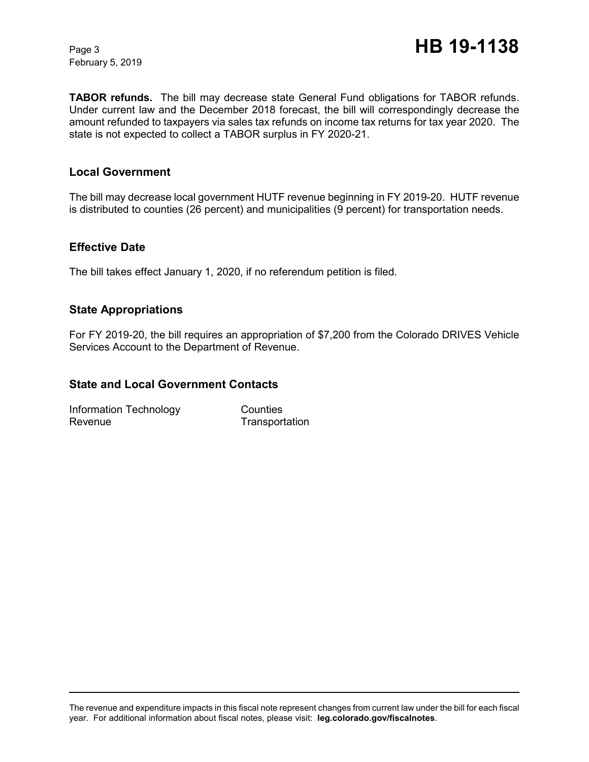**TABOR refunds.** The bill may decrease state General Fund obligations for TABOR refunds. Under current law and the December 2018 forecast, the bill will correspondingly decrease the amount refunded to taxpayers via sales tax refunds on income tax returns for tax year 2020. The state is not expected to collect a TABOR surplus in FY 2020-21.

## Local Government

The bill may decrease local government HUTF revenue beginning in FY 2019-20. HUTF revenue is distributed to counties (26 percent) and municipalities (9 percent) for transportation needs.

## Effective Date

The bill takes effect January 1, 2020, if no referendum petition is filed.

## State Appropriations

For FY 2019-20, the bill requires an appropriation of $7,200 from the Colorado DRIVES Vehicle Services Account to the Department of Revenue.

## State and Local Government Contacts

| | |
|---|---|
| Information Technology | Counties |
| Revenue | Transportation |

The revenue and expenditure impacts in this fiscal note represent changes from current law under the bill for each fiscal year. For additional information about fiscal notes, please visit: **leg.colorado.gov/fiscalnotes**.